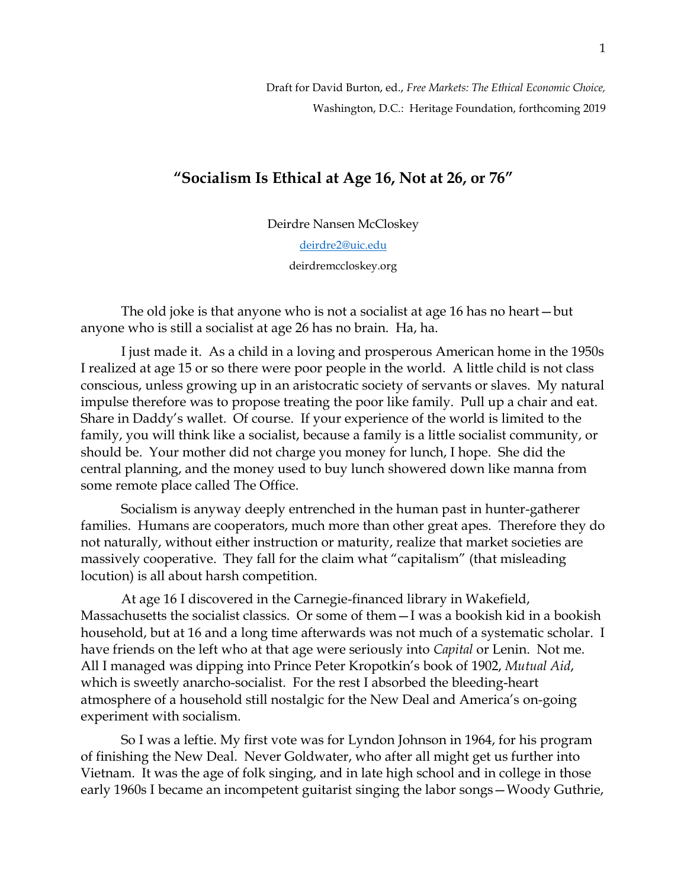Draft for David Burton, ed., *Free Markets: The Ethical Economic Choice,*
Washington, D.C.: Heritage Foundation, forthcoming 2019

# "Socialism Is Ethical at Age 16, Not at 26, or 76"

Deirdre Nansen McCloskey

deirdre2@uic.edu

deirdremccloskey.org

The old joke is that anyone who is not a socialist at age 16 has no heart—but anyone who is still a socialist at age 26 has no brain. Ha, ha.

I just made it. As a child in a loving and prosperous American home in the 1950s I realized at age 15 or so there were poor people in the world. A little child is not class conscious, unless growing up in an aristocratic society of servants or slaves. My natural impulse therefore was to propose treating the poor like family. Pull up a chair and eat. Share in Daddy's wallet. Of course. If your experience of the world is limited to the family, you will think like a socialist, because a family is a little socialist community, or should be. Your mother did not charge you money for lunch, I hope. She did the central planning, and the money used to buy lunch showered down like manna from some remote place called The Office.

Socialism is anyway deeply entrenched in the human past in hunter-gatherer families. Humans are cooperators, much more than other great apes. Therefore they do not naturally, without either instruction or maturity, realize that market societies are massively cooperative. They fall for the claim what "capitalism" (that misleading locution) is all about harsh competition.

At age 16 I discovered in the Carnegie-financed library in Wakefield, Massachusetts the socialist classics. Or some of them—I was a bookish kid in a bookish household, but at 16 and a long time afterwards was not much of a systematic scholar. I have friends on the left who at that age were seriously into *Capital* or Lenin. Not me. All I managed was dipping into Prince Peter Kropotkin's book of 1902, *Mutual Aid*, which is sweetly anarcho-socialist. For the rest I absorbed the bleeding-heart atmosphere of a household still nostalgic for the New Deal and America's on-going experiment with socialism.

So I was a leftie. My first vote was for Lyndon Johnson in 1964, for his program of finishing the New Deal. Never Goldwater, who after all might get us further into Vietnam. It was the age of folk singing, and in late high school and in college in those early 1960s I became an incompetent guitarist singing the labor songs—Woody Guthrie,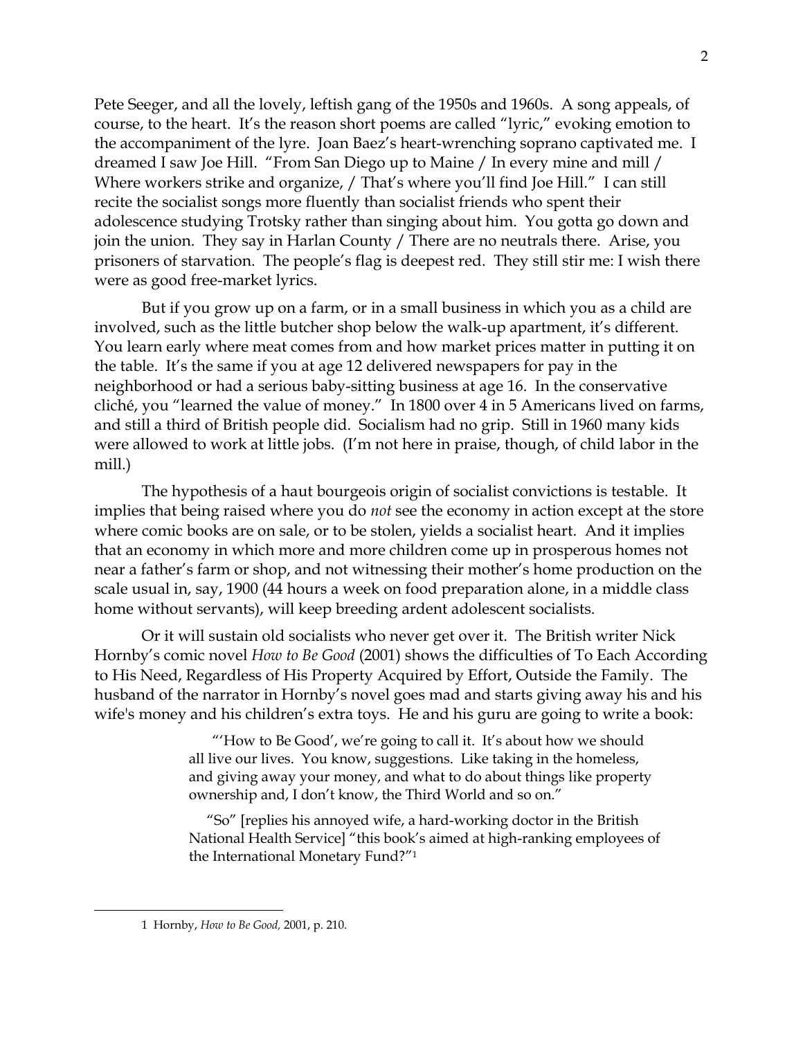Pete Seeger, and all the lovely, leftish gang of the 1950s and 1960s. A song appeals, of course, to the heart. It's the reason short poems are called "lyric," evoking emotion to the accompaniment of the lyre. Joan Baez's heart-wrenching soprano captivated me. I dreamed I saw Joe Hill. "From San Diego up to Maine / In every mine and mill / Where workers strike and organize, / That's where you'll find Joe Hill." I can still recite the socialist songs more fluently than socialist friends who spent their adolescence studying Trotsky rather than singing about him. You gotta go down and join the union. They say in Harlan County / There are no neutrals there. Arise, you prisoners of starvation. The people's flag is deepest red. They still stir me: I wish there were as good free-market lyrics.

But if you grow up on a farm, or in a small business in which you as a child are involved, such as the little butcher shop below the walk-up apartment, it's different. You learn early where meat comes from and how market prices matter in putting it on the table. It's the same if you at age 12 delivered newspapers for pay in the neighborhood or had a serious baby-sitting business at age 16. In the conservative cliché, you "learned the value of money." In 1800 over 4 in 5 Americans lived on farms, and still a third of British people did. Socialism had no grip. Still in 1960 many kids were allowed to work at little jobs. (I'm not here in praise, though, of child labor in the mill.)

The hypothesis of a haut bourgeois origin of socialist convictions is testable. It implies that being raised where you do *not* see the economy in action except at the store where comic books are on sale, or to be stolen, yields a socialist heart. And it implies that an economy in which more and more children come up in prosperous homes not near a father's farm or shop, and not witnessing their mother's home production on the scale usual in, say, 1900 (44 hours a week on food preparation alone, in a middle class home without servants), will keep breeding ardent adolescent socialists.

Or it will sustain old socialists who never get over it. The British writer Nick Hornby's comic novel *How to Be Good* (2001) shows the difficulties of To Each According to His Need, Regardless of His Property Acquired by Effort, Outside the Family. The husband of the narrator in Hornby's novel goes mad and starts giving away his and his wife's money and his children's extra toys. He and his guru are going to write a book:

> "'How to Be Good', we're going to call it. It's about how we should all live our lives. You know, suggestions. Like taking in the homeless, and giving away your money, and what to do about things like property ownership and, I don't know, the Third World and so on."
>
> "So" [replies his annoyed wife, a hard-working doctor in the British National Health Service] "this book's aimed at high-ranking employees of the International Monetary Fund?"[1]

---

1 Hornby, *How to Be Good,* 2001, p. 210.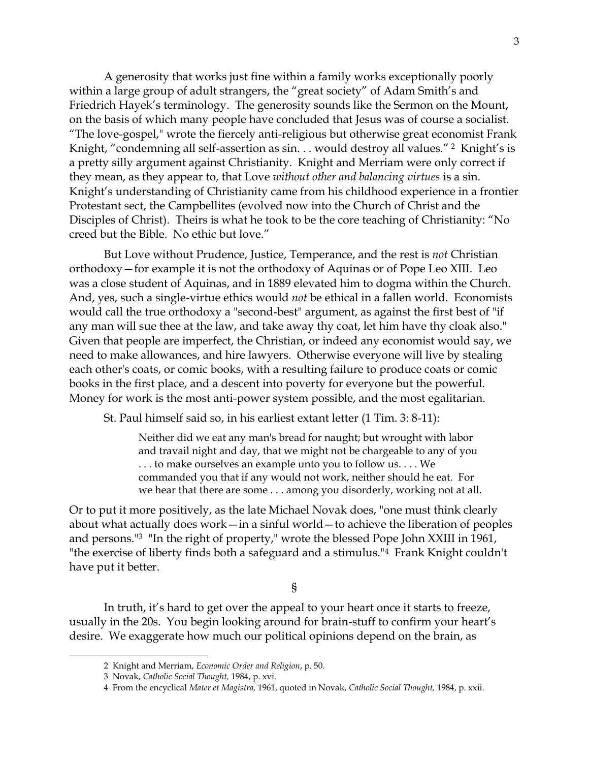A generosity that works just fine within a family works exceptionally poorly within a large group of adult strangers, the "great society" of Adam Smith's and Friedrich Hayek's terminology. The generosity sounds like the Sermon on the Mount, on the basis of which many people have concluded that Jesus was of course a socialist. "The love-gospel," wrote the fiercely anti-religious but otherwise great economist Frank Knight, "condemning all self-assertion as sin. . . would destroy all values." [2] Knight's is a pretty silly argument against Christianity. Knight and Merriam were only correct if they mean, as they appear to, that Love *without other and balancing virtues* is a sin. Knight's understanding of Christianity came from his childhood experience in a frontier Protestant sect, the Campbellites (evolved now into the Church of Christ and the Disciples of Christ). Theirs is what he took to be the core teaching of Christianity: "No creed but the Bible. No ethic but love."

But Love without Prudence, Justice, Temperance, and the rest is *not* Christian orthodoxy—for example it is not the orthodoxy of Aquinas or of Pope Leo XIII. Leo was a close student of Aquinas, and in 1889 elevated him to dogma within the Church. And, yes, such a single-virtue ethics would *not* be ethical in a fallen world. Economists would call the true orthodoxy a "second-best" argument, as against the first best of "if any man will sue thee at the law, and take away thy coat, let him have thy cloak also." Given that people are imperfect, the Christian, or indeed any economist would say, we need to make allowances, and hire lawyers. Otherwise everyone will live by stealing each other's coats, or comic books, with a resulting failure to produce coats or comic books in the first place, and a descent into poverty for everyone but the powerful. Money for work is the most anti-power system possible, and the most egalitarian.

St. Paul himself said so, in his earliest extant letter (1 Tim. 3: 8-11):

> Neither did we eat any man's bread for naught; but wrought with labor and travail night and day, that we might not be chargeable to any of you . . . to make ourselves an example unto you to follow us. . . . We commanded you that if any would not work, neither should he eat. For we hear that there are some . . . among you disorderly, working not at all.

Or to put it more positively, as the late Michael Novak does, "one must think clearly about what actually does work—in a sinful world—to achieve the liberation of peoples and persons."[3] "In the right of property," wrote the blessed Pope John XXIII in 1961, "the exercise of liberty finds both a safeguard and a stimulus."[4] Frank Knight couldn't have put it better.

§

In truth, it's hard to get over the appeal to your heart once it starts to freeze, usually in the 20s. You begin looking around for brain-stuff to confirm your heart's desire. We exaggerate how much our political opinions depend on the brain, as

---

2 Knight and Merriam, *Economic Order and Religion*, p. 50.

3 Novak, *Catholic Social Thought,* 1984, p. xvi.

4 From the encyclical *Mater et Magistra,* 1961, quoted in Novak, *Catholic Social Thought,* 1984, p. xxii.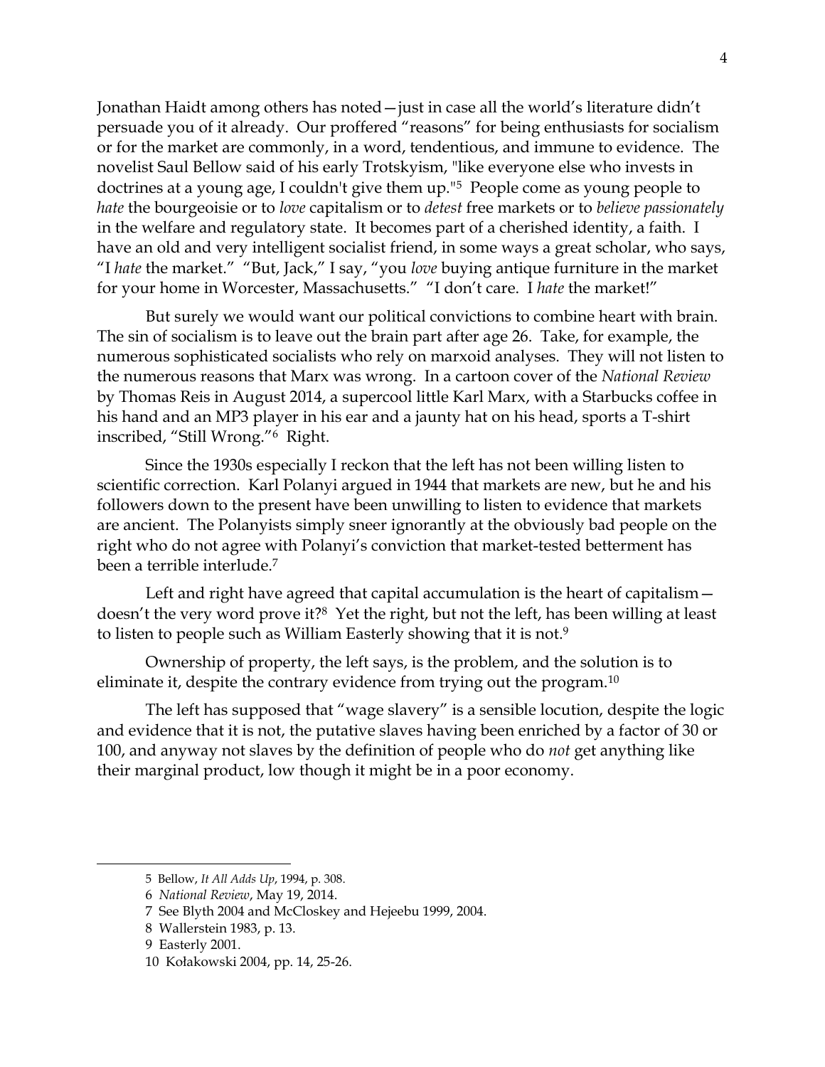Jonathan Haidt among others has noted—just in case all the world's literature didn't persuade you of it already. Our proffered "reasons" for being enthusiasts for socialism or for the market are commonly, in a word, tendentious, and immune to evidence. The novelist Saul Bellow said of his early Trotskyism, "like everyone else who invests in doctrines at a young age, I couldn't give them up."[5] People come as young people to *hate* the bourgeoisie or to *love* capitalism or to *detest* free markets or to *believe passionately* in the welfare and regulatory state. It becomes part of a cherished identity, a faith. I have an old and very intelligent socialist friend, in some ways a great scholar, who says, "I *hate* the market." "But, Jack," I say, "you *love* buying antique furniture in the market for your home in Worcester, Massachusetts." "I don't care. I *hate* the market!"

But surely we would want our political convictions to combine heart with brain. The sin of socialism is to leave out the brain part after age 26. Take, for example, the numerous sophisticated socialists who rely on marxoid analyses. They will not listen to the numerous reasons that Marx was wrong. In a cartoon cover of the *National Review* by Thomas Reis in August 2014, a supercool little Karl Marx, with a Starbucks coffee in his hand and an MP3 player in his ear and a jaunty hat on his head, sports a T-shirt inscribed, "Still Wrong."[6] Right.

Since the 1930s especially I reckon that the left has not been willing listen to scientific correction. Karl Polanyi argued in 1944 that markets are new, but he and his followers down to the present have been unwilling to listen to evidence that markets are ancient. The Polanyists simply sneer ignorantly at the obviously bad people on the right who do not agree with Polanyi's conviction that market-tested betterment has been a terrible interlude.[7]

Left and right have agreed that capital accumulation is the heart of capitalism—doesn't the very word prove it?[8] Yet the right, but not the left, has been willing at least to listen to people such as William Easterly showing that it is not.[9]

Ownership of property, the left says, is the problem, and the solution is to eliminate it, despite the contrary evidence from trying out the program.[10]

The left has supposed that "wage slavery" is a sensible locution, despite the logic and evidence that it is not, the putative slaves having been enriched by a factor of 30 or 100, and anyway not slaves by the definition of people who do *not* get anything like their marginal product, low though it might be in a poor economy.

---

5 Bellow, *It All Adds Up*, 1994, p. 308.

6 *National Review*, May 19, 2014.

7 See Blyth 2004 and McCloskey and Hejeebu 1999, 2004.

8 Wallerstein 1983, p. 13.

9 Easterly 2001.

10 Kołakowski 2004, pp. 14, 25-26.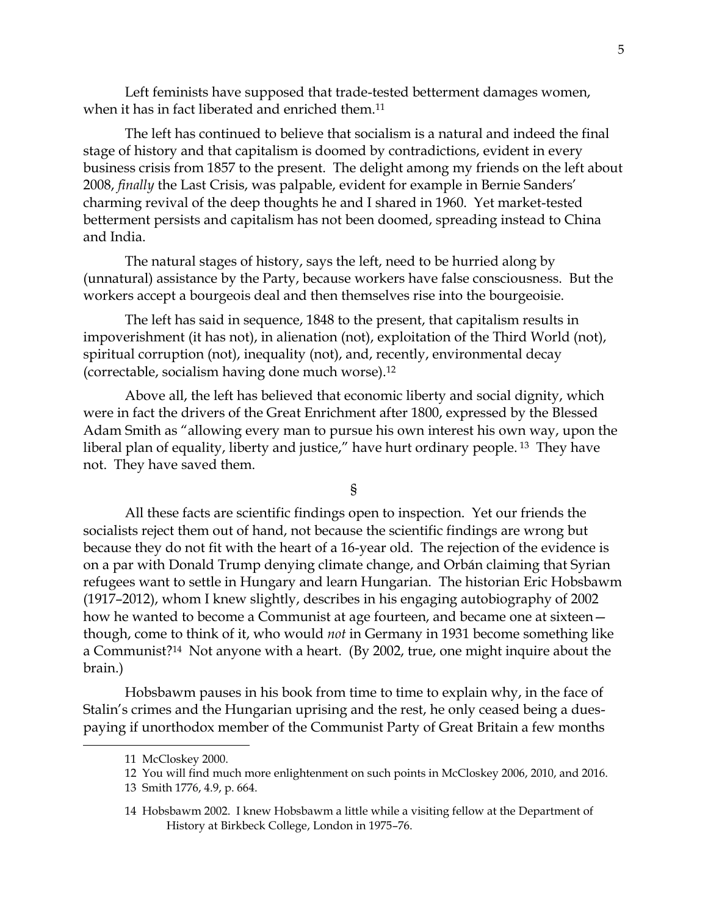Left feminists have supposed that trade-tested betterment damages women, when it has in fact liberated and enriched them.[11]

The left has continued to believe that socialism is a natural and indeed the final stage of history and that capitalism is doomed by contradictions, evident in every business crisis from 1857 to the present. The delight among my friends on the left about 2008, *finally* the Last Crisis, was palpable, evident for example in Bernie Sanders' charming revival of the deep thoughts he and I shared in 1960. Yet market-tested betterment persists and capitalism has not been doomed, spreading instead to China and India.

The natural stages of history, says the left, need to be hurried along by (unnatural) assistance by the Party, because workers have false consciousness. But the workers accept a bourgeois deal and then themselves rise into the bourgeoisie.

The left has said in sequence, 1848 to the present, that capitalism results in impoverishment (it has not), in alienation (not), exploitation of the Third World (not), spiritual corruption (not), inequality (not), and, recently, environmental decay (correctable, socialism having done much worse).[12]

Above all, the left has believed that economic liberty and social dignity, which were in fact the drivers of the Great Enrichment after 1800, expressed by the Blessed Adam Smith as "allowing every man to pursue his own interest his own way, upon the liberal plan of equality, liberty and justice," have hurt ordinary people.[13] They have not. They have saved them.

§

All these facts are scientific findings open to inspection. Yet our friends the socialists reject them out of hand, not because the scientific findings are wrong but because they do not fit with the heart of a 16-year old. The rejection of the evidence is on a par with Donald Trump denying climate change, and Orbán claiming that Syrian refugees want to settle in Hungary and learn Hungarian. The historian Eric Hobsbawm (1917–2012), whom I knew slightly, describes in his engaging autobiography of 2002 how he wanted to become a Communist at age fourteen, and became one at sixteen—though, come to think of it, who would *not* in Germany in 1931 become something like a Communist?[14] Not anyone with a heart. (By 2002, true, one might inquire about the brain.)

Hobsbawm pauses in his book from time to time to explain why, in the face of Stalin's crimes and the Hungarian uprising and the rest, he only ceased being a dues-paying if unorthodox member of the Communist Party of Great Britain a few months

---

11 McCloskey 2000.

12 You will find much more enlightenment on such points in McCloskey 2006, 2010, and 2016.

13 Smith 1776, 4.9, p. 664.

14 Hobsbawm 2002. I knew Hobsbawm a little while a visiting fellow at the Department of History at Birkbeck College, London in 1975–76.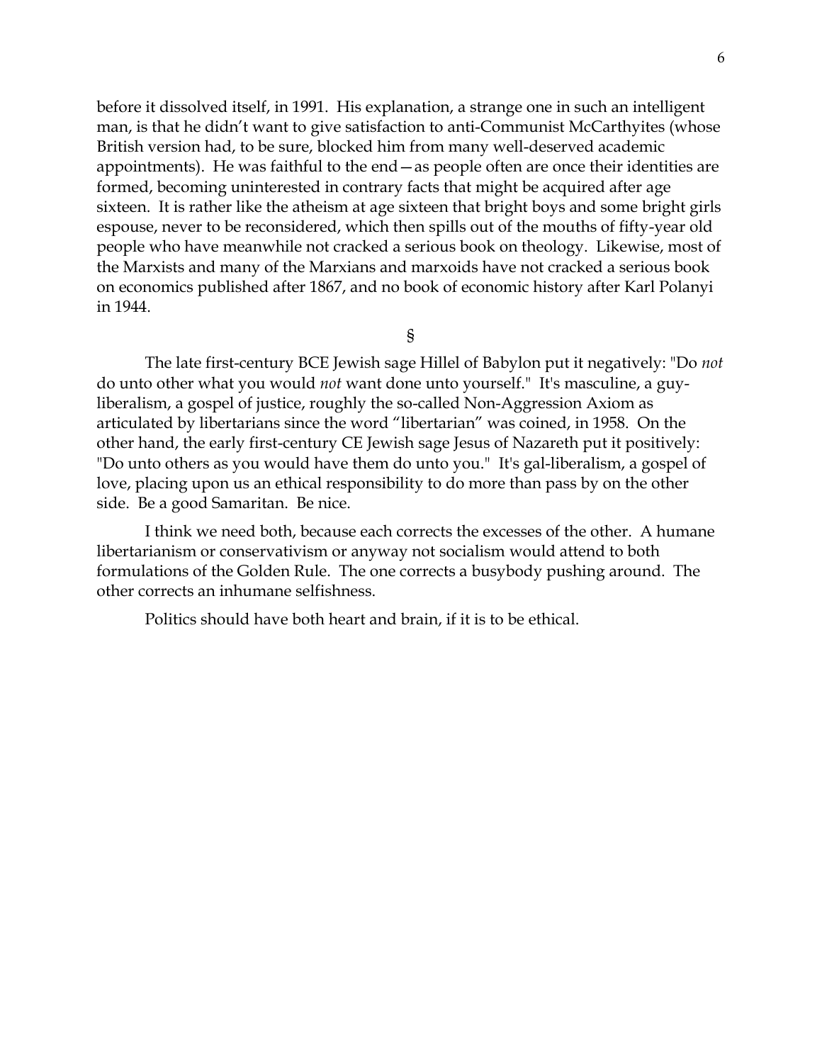before it dissolved itself, in 1991. His explanation, a strange one in such an intelligent man, is that he didn't want to give satisfaction to anti-Communist McCarthyites (whose British version had, to be sure, blocked him from many well-deserved academic appointments). He was faithful to the end—as people often are once their identities are formed, becoming uninterested in contrary facts that might be acquired after age sixteen. It is rather like the atheism at age sixteen that bright boys and some bright girls espouse, never to be reconsidered, which then spills out of the mouths of fifty-year old people who have meanwhile not cracked a serious book on theology. Likewise, most of the Marxists and many of the Marxians and marxoids have not cracked a serious book on economics published after 1867, and no book of economic history after Karl Polanyi in 1944.

§

The late first-century BCE Jewish sage Hillel of Babylon put it negatively: "Do *not* do unto other what you would *not* want done unto yourself." It's masculine, a guy-liberalism, a gospel of justice, roughly the so-called Non-Aggression Axiom as articulated by libertarians since the word "libertarian" was coined, in 1958. On the other hand, the early first-century CE Jewish sage Jesus of Nazareth put it positively: "Do unto others as you would have them do unto you." It's gal-liberalism, a gospel of love, placing upon us an ethical responsibility to do more than pass by on the other side. Be a good Samaritan. Be nice.

I think we need both, because each corrects the excesses of the other. A humane libertarianism or conservativism or anyway not socialism would attend to both formulations of the Golden Rule. The one corrects a busybody pushing around. The other corrects an inhumane selfishness.

Politics should have both heart and brain, if it is to be ethical.